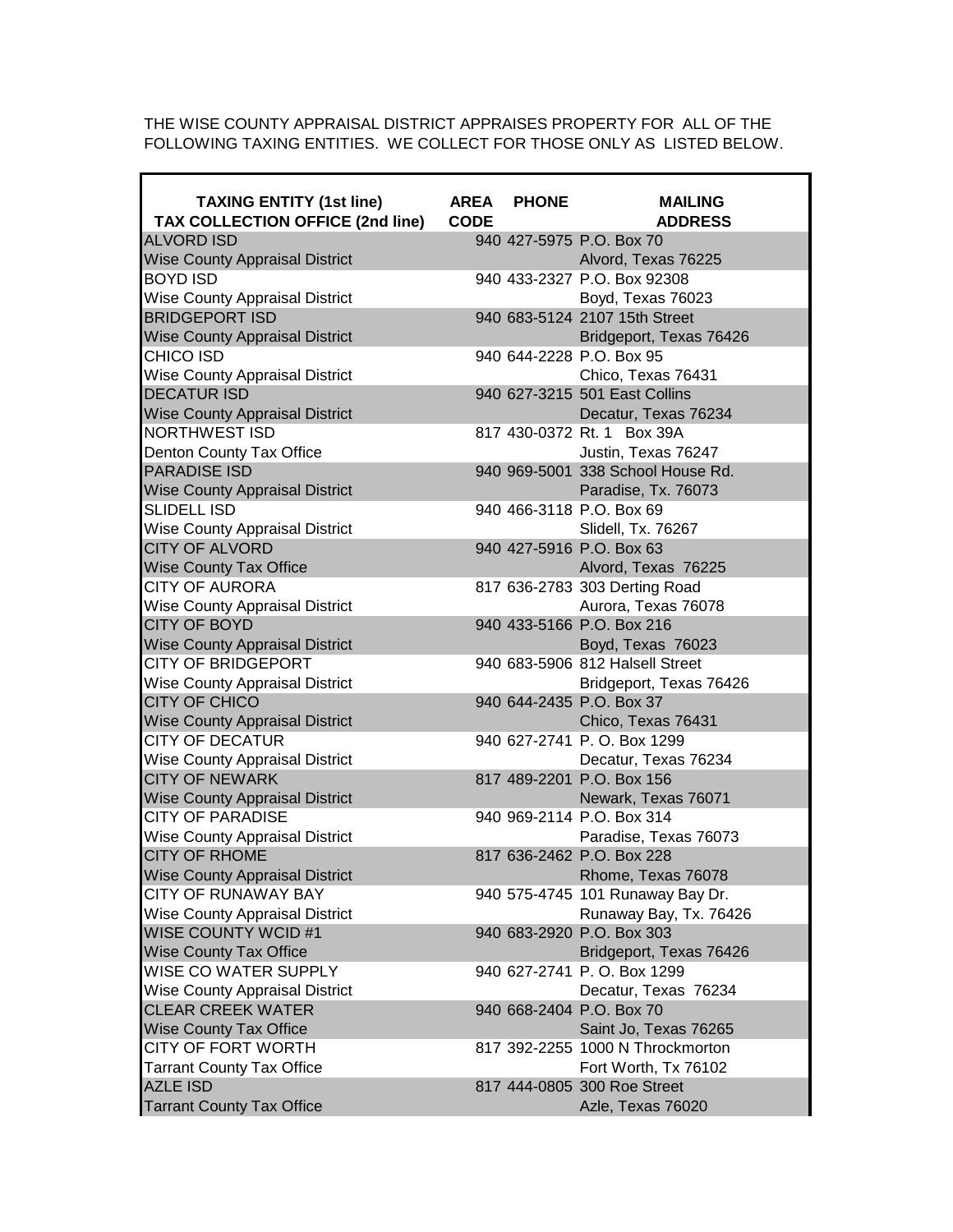THE WISE COUNTY APPRAISAL DISTRICT APPRAISES PROPERTY FOR ALL OF THE FOLLOWING TAXING ENTITIES. WE COLLECT FOR THOSE ONLY AS LISTED BELOW.

| TAXING ENTITY (1st line)<br>TAX COLLECTION OFFICE (2nd line) | AREA CODE | PHONE | MAILING ADDRESS |
|---|---|---|---|
| ALVORD ISD<br>Wise County Appraisal District | 940 | 427-5975 | P.O. Box 70<br>Alvord, Texas 76225 |
| BOYD ISD<br>Wise County Appraisal District | 940 | 433-2327 | P.O. Box 92308<br>Boyd, Texas 76023 |
| BRIDGEPORT ISD<br>Wise County Appraisal District | 940 | 683-5124 | 2107 15th Street<br>Bridgeport, Texas 76426 |
| CHICO ISD<br>Wise County Appraisal District | 940 | 644-2228 | P.O. Box 95<br>Chico, Texas 76431 |
| DECATUR ISD<br>Wise County Appraisal District | 940 | 627-3215 | 501 East Collins<br>Decatur, Texas 76234 |
| NORTHWEST ISD<br>Denton County Tax Office | 817 | 430-0372 | Rt. 1 Box 39A<br>Justin, Texas 76247 |
| PARADISE ISD<br>Wise County Appraisal District | 940 | 969-5001 | 338 School House Rd.<br>Paradise, Tx. 76073 |
| SLIDELL ISD<br>Wise County Appraisal District | 940 | 466-3118 | P.O. Box 69<br>Slidell, Tx. 76267 |
| CITY OF ALVORD<br>Wise County Tax Office | 940 | 427-5916 | P.O. Box 63<br>Alvord, Texas 76225 |
| CITY OF AURORA<br>Wise County Appraisal District | 817 | 636-2783 | 303 Derting Road<br>Aurora, Texas 76078 |
| CITY OF BOYD<br>Wise County Appraisal District | 940 | 433-5166 | P.O. Box 216<br>Boyd, Texas 76023 |
| CITY OF BRIDGEPORT<br>Wise County Appraisal District | 940 | 683-5906 | 812 Halsell Street<br>Bridgeport, Texas 76426 |
| CITY OF CHICO<br>Wise County Appraisal District | 940 | 644-2435 | P.O. Box 37<br>Chico, Texas 76431 |
| CITY OF DECATUR<br>Wise County Appraisal District | 940 | 627-2741 | P. O. Box 1299<br>Decatur, Texas 76234 |
| CITY OF NEWARK<br>Wise County Appraisal District | 817 | 489-2201 | P.O. Box 156<br>Newark, Texas 76071 |
| CITY OF PARADISE<br>Wise County Appraisal District | 940 | 969-2114 | P.O. Box 314<br>Paradise, Texas 76073 |
| CITY OF RHOME<br>Wise County Appraisal District | 817 | 636-2462 | P.O. Box 228<br>Rhome, Texas 76078 |
| CITY OF RUNAWAY BAY<br>Wise County Appraisal District | 940 | 575-4745 | 101 Runaway Bay Dr.<br>Runaway Bay, Tx. 76426 |
| WISE COUNTY WCID #1<br>Wise County Tax Office | 940 | 683-2920 | P.O. Box 303<br>Bridgeport, Texas 76426 |
| WISE CO WATER SUPPLY<br>Wise County Appraisal District | 940 | 627-2741 | P. O. Box 1299<br>Decatur, Texas 76234 |
| CLEAR CREEK WATER<br>Wise County Tax Office | 940 | 668-2404 | P.O. Box 70<br>Saint Jo, Texas 76265 |
| CITY OF FORT WORTH<br>Tarrant County Tax Office | 817 | 392-2255 | 1000 N Throckmorton<br>Fort Worth, Tx 76102 |
| AZLE ISD<br>Tarrant County Tax Office | 817 | 444-0805 | 300 Roe Street<br>Azle, Texas 76020 |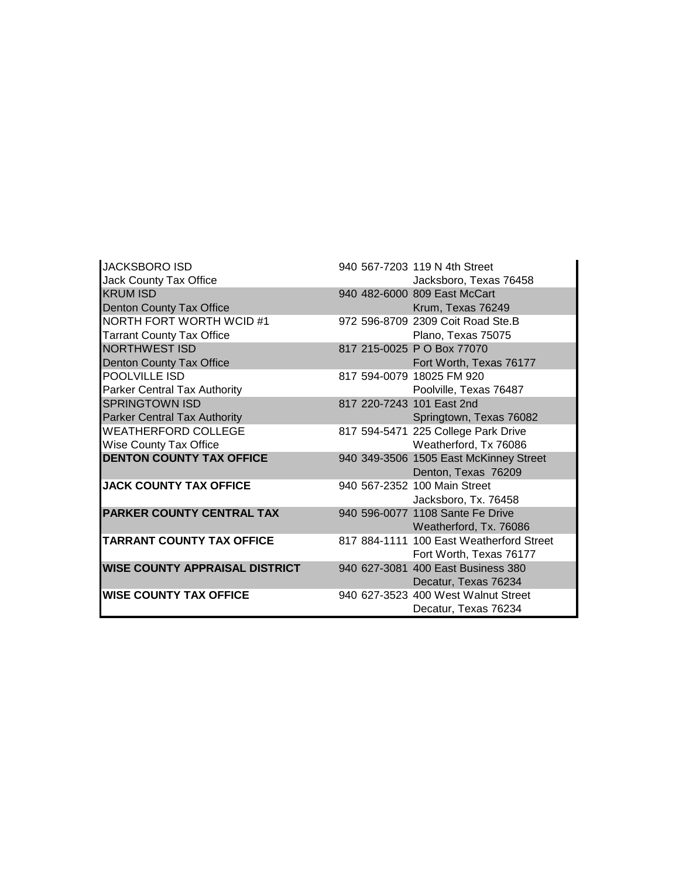| | | |
|---|---|---|
| JACKSBORO ISD<br>Jack County Tax Office | 940 567-7203 | 119 N 4th Street<br>Jacksboro, Texas 76458 |
| KRUM ISD<br>Denton County Tax Office | 940 482-6000 | 809 East McCart<br>Krum, Texas 76249 |
| NORTH FORT WORTH WCID #1<br>Tarrant County Tax Office | 972 596-8709 | 2309 Coit Road Ste.B<br>Plano, Texas 75075 |
| NORTHWEST ISD<br>Denton County Tax Office | 817 215-0025 | P O Box 77070<br>Fort Worth, Texas 76177 |
| POOLVILLE ISD<br>Parker Central Tax Authority | 817 594-0079 | 18025 FM 920<br>Poolville, Texas 76487 |
| SPRINGTOWN ISD<br>Parker Central Tax Authority | 817 220-7243 | 101 East 2nd<br>Springtown, Texas 76082 |
| WEATHERFORD COLLEGE<br>Wise County Tax Office | 817 594-5471 | 225 College Park Drive<br>Weatherford, Tx 76086 |
| **DENTON COUNTY TAX OFFICE** | 940 349-3506 | 1505 East McKinney Street<br>Denton, Texas 76209 |
| **JACK COUNTY TAX OFFICE** | 940 567-2352 | 100 Main Street<br>Jacksboro, Tx. 76458 |
| **PARKER COUNTY CENTRAL TAX** | 940 596-0077 | 1108 Sante Fe Drive<br>Weatherford, Tx. 76086 |
| **TARRANT COUNTY TAX OFFICE** | 817 884-1111 | 100 East Weatherford Street<br>Fort Worth, Texas 76177 |
| **WISE COUNTY APPRAISAL DISTRICT** | 940 627-3081 | 400 East Business 380<br>Decatur, Texas 76234 |
| **WISE COUNTY TAX OFFICE** | 940 627-3523 | 400 West Walnut Street<br>Decatur, Texas 76234 |